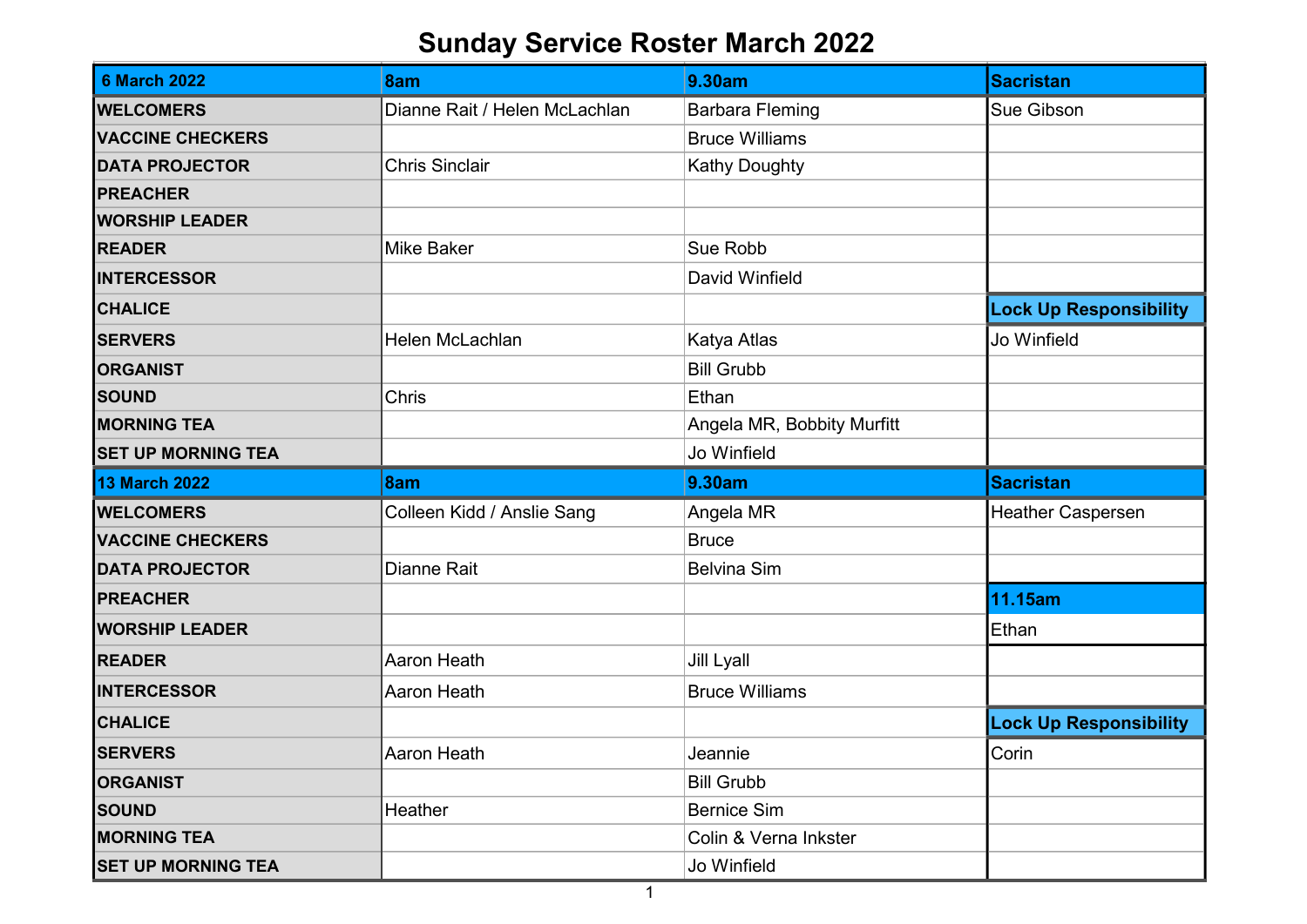# Sunday Service Roster March 2022

| 6 March 2022 | 8am | 9.30am | Sacristan |
|---|---|---|---|
| WELCOMERS | Dianne Rait / Helen McLachlan | Barbara Fleming | Sue Gibson |
| VACCINE CHECKERS | | Bruce Williams | |
| DATA PROJECTOR | Chris Sinclair | Kathy Doughty | |
| PREACHER | | | |
| WORSHIP LEADER | | | |
| READER | Mike Baker | Sue Robb | |
| INTERCESSOR | | David Winfield | |
| CHALICE | | | **Lock Up Responsibility** |
| SERVERS | Helen McLachlan | Katya Atlas | Jo Winfield |
| ORGANIST | | Bill Grubb | |
| SOUND | Chris | Ethan | |
| MORNING TEA | | Angela MR, Bobbity Murfitt | |
| SET UP MORNING TEA | | Jo Winfield | |
| **13 March 2022** | **8am** | **9.30am** | **Sacristan** |
| WELCOMERS | Colleen Kidd / Anslie Sang | Angela MR | Heather Caspersen |
| VACCINE CHECKERS | | Bruce | |
| DATA PROJECTOR | Dianne Rait | Belvina Sim | |
| PREACHER | | | **11.15am** |
| WORSHIP LEADER | | | Ethan |
| READER | Aaron Heath | Jill Lyall | |
| INTERCESSOR | Aaron Heath | Bruce Williams | |
| CHALICE | | | **Lock Up Responsibility** |
| SERVERS | Aaron Heath | Jeannie | Corin |
| ORGANIST | | Bill Grubb | |
| SOUND | Heather | Bernice Sim | |
| MORNING TEA | | Colin & Verna Inkster | |
| SET UP MORNING TEA | | Jo Winfield | |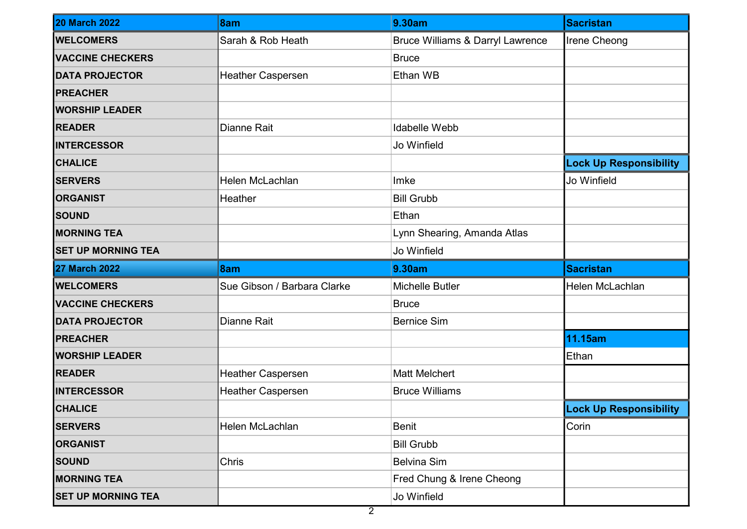| 20 March 2022 | 8am | 9.30am | Sacristan |
|---|---|---|---|
| WELCOMERS | Sarah & Rob Heath | Bruce Williams & Darryl Lawrence | Irene Cheong |
| VACCINE CHECKERS | | Bruce | |
| DATA PROJECTOR | Heather Caspersen | Ethan WB | |
| PREACHER | | | |
| WORSHIP LEADER | | | |
| READER | Dianne Rait | Idabelle Webb | |
| INTERCESSOR | | Jo Winfield | |
| CHALICE | | | **Lock Up Responsibility** |
| SERVERS | Helen McLachlan | Imke | Jo Winfield |
| ORGANIST | Heather | Bill Grubb | |
| SOUND | | Ethan | |
| MORNING TEA | | Lynn Shearing, Amanda Atlas | |
| SET UP MORNING TEA | | Jo Winfield | |

| 27 March 2022 | 8am | 9.30am | Sacristan |
|---|---|---|---|
| WELCOMERS | Sue Gibson / Barbara Clarke | Michelle Butler | Helen McLachlan |
| VACCINE CHECKERS | | Bruce | |
| DATA PROJECTOR | Dianne Rait | Bernice Sim | |
| PREACHER | | | **11.15am** |
| WORSHIP LEADER | | | Ethan |
| READER | Heather Caspersen | Matt Melchert | |
| INTERCESSOR | Heather Caspersen | Bruce Williams | |
| CHALICE | | | **Lock Up Responsibility** |
| SERVERS | Helen McLachlan | Benit | Corin |
| ORGANIST | | Bill Grubb | |
| SOUND | Chris | Belvina Sim | |
| MORNING TEA | | Fred Chung & Irene Cheong | |
| SET UP MORNING TEA | | Jo Winfield | |